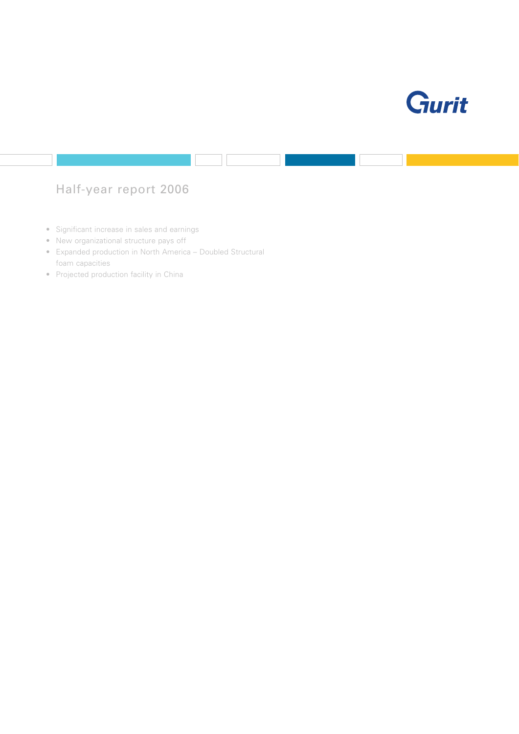Gurit

# Half-year report 2006

- Significant increase in sales and earnings
- New organizational structure pays off
- Expanded production in North America – Doubled Structural foam capacities
- Projected production facility in China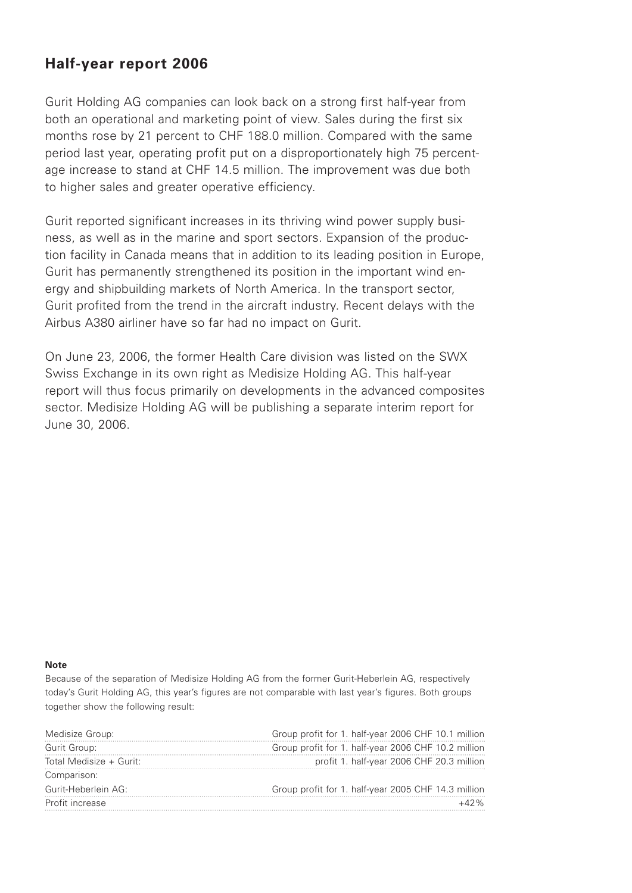## Half-year report 2006

Gurit Holding AG companies can look back on a strong first half-year from both an operational and marketing point of view. Sales during the first six months rose by 21 percent to CHF 188.0 million. Compared with the same period last year, operating profit put on a disproportionately high 75 percentage increase to stand at CHF 14.5 million. The improvement was due both to higher sales and greater operative efficiency.

Gurit reported significant increases in its thriving wind power supply business, as well as in the marine and sport sectors. Expansion of the production facility in Canada means that in addition to its leading position in Europe, Gurit has permanently strengthened its position in the important wind energy and shipbuilding markets of North America. In the transport sector, Gurit profited from the trend in the aircraft industry. Recent delays with the Airbus A380 airliner have so far had no impact on Gurit.

On June 23, 2006, the former Health Care division was listed on the SWX Swiss Exchange in its own right as Medisize Holding AG. This half-year report will thus focus primarily on developments in the advanced composites sector. Medisize Holding AG will be publishing a separate interim report for June 30, 2006.

**Note**

Because of the separation of Medisize Holding AG from the former Gurit-Heberlein AG, respectively today's Gurit Holding AG, this year's figures are not comparable with last year's figures. Both groups together show the following result:

| | |
|---|---|
| Medisize Group: | Group profit for 1. half-year 2006 CHF 10.1 million |
| Gurit Group: | Group profit for 1. half-year 2006 CHF 10.2 million |
| Total Medisize + Gurit: | profit 1. half-year 2006 CHF 20.3 million |
| Comparison: | |
| Gurit-Heberlein AG: | Group profit for 1. half-year 2005 CHF 14.3 million |
| Profit increase | +42% |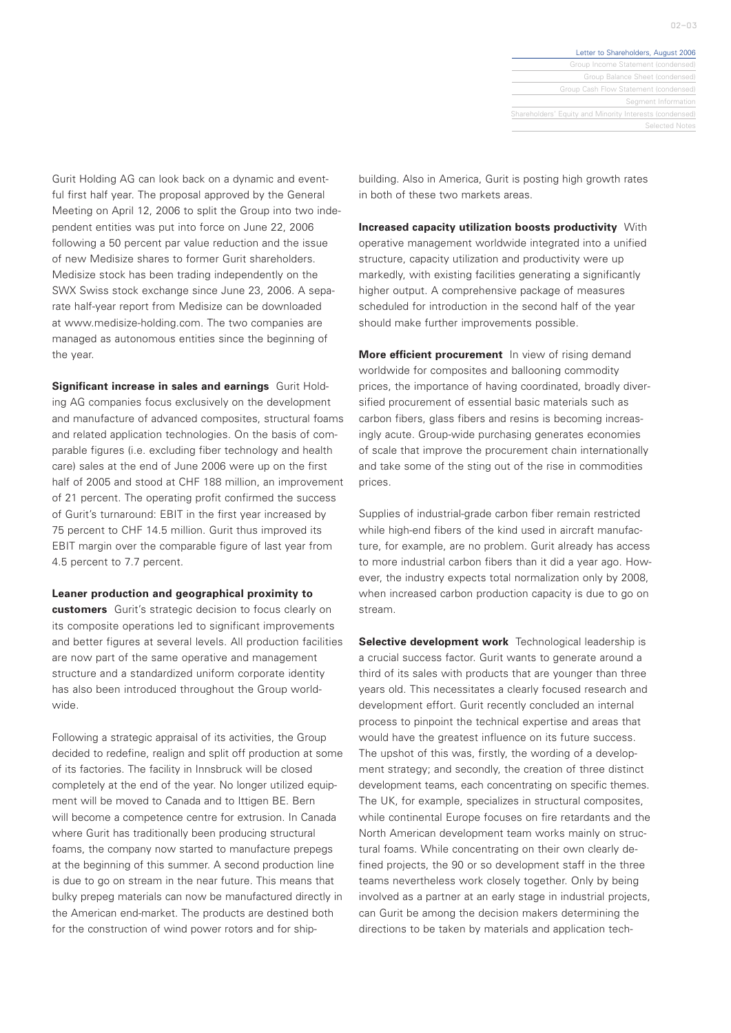Gurit Holding AG can look back on a dynamic and eventful first half year. The proposal approved by the General Meeting on April 12, 2006 to split the Group into two independent entities was put into force on June 22, 2006 following a 50 percent par value reduction and the issue of new Medisize shares to former Gurit shareholders. Medisize stock has been trading independently on the SWX Swiss stock exchange since June 23, 2006. A separate half-year report from Medisize can be downloaded at www.medisize-holding.com. The two companies are managed as autonomous entities since the beginning of the year.

**Significant increase in sales and earnings** Gurit Holding AG companies focus exclusively on the development and manufacture of advanced composites, structural foams and related application technologies. On the basis of comparable figures (i.e. excluding fiber technology and health care) sales at the end of June 2006 were up on the first half of 2005 and stood at CHF 188 million, an improvement of 21 percent. The operating profit confirmed the success of Gurit's turnaround: EBIT in the first year increased by 75 percent to CHF 14.5 million. Gurit thus improved its EBIT margin over the comparable figure of last year from 4.5 percent to 7.7 percent.

**Leaner production and geographical proximity to customers** Gurit's strategic decision to focus clearly on its composite operations led to significant improvements and better figures at several levels. All production facilities are now part of the same operative and management structure and a standardized uniform corporate identity has also been introduced throughout the Group worldwide.

Following a strategic appraisal of its activities, the Group decided to redefine, realign and split off production at some of its factories. The facility in Innsbruck will be closed completely at the end of the year. No longer utilized equipment will be moved to Canada and to Ittigen BE. Bern will become a competence centre for extrusion. In Canada where Gurit has traditionally been producing structural foams, the company now started to manufacture prepegs at the beginning of this summer. A second production line is due to go on stream in the near future. This means that bulky prepeg materials can now be manufactured directly in the American end-market. The products are destined both for the construction of wind power rotors and for shipbuilding. Also in America, Gurit is posting high growth rates in both of these two markets areas.

**Increased capacity utilization boosts productivity** With operative management worldwide integrated into a unified structure, capacity utilization and productivity were up markedly, with existing facilities generating a significantly higher output. A comprehensive package of measures scheduled for introduction in the second half of the year should make further improvements possible.

**More efficient procurement** In view of rising demand worldwide for composites and ballooning commodity prices, the importance of having coordinated, broadly diversified procurement of essential basic materials such as carbon fibers, glass fibers and resins is becoming increasingly acute. Group-wide purchasing generates economies of scale that improve the procurement chain internationally and take some of the sting out of the rise in commodities prices.

Supplies of industrial-grade carbon fiber remain restricted while high-end fibers of the kind used in aircraft manufacture, for example, are no problem. Gurit already has access to more industrial carbon fibers than it did a year ago. However, the industry expects total normalization only by 2008, when increased carbon production capacity is due to go on stream.

**Selective development work** Technological leadership is a crucial success factor. Gurit wants to generate around a third of its sales with products that are younger than three years old. This necessitates a clearly focused research and development effort. Gurit recently concluded an internal process to pinpoint the technical expertise and areas that would have the greatest influence on its future success. The upshot of this was, firstly, the wording of a development strategy; and secondly, the creation of three distinct development teams, each concentrating on specific themes. The UK, for example, specializes in structural composites, while continental Europe focuses on fire retardants and the North American development team works mainly on structural foams. While concentrating on their own clearly defined projects, the 90 or so development staff in the three teams nevertheless work closely together. Only by being involved as a partner at an early stage in industrial projects, can Gurit be among the decision makers determining the directions to be taken by materials and application tech-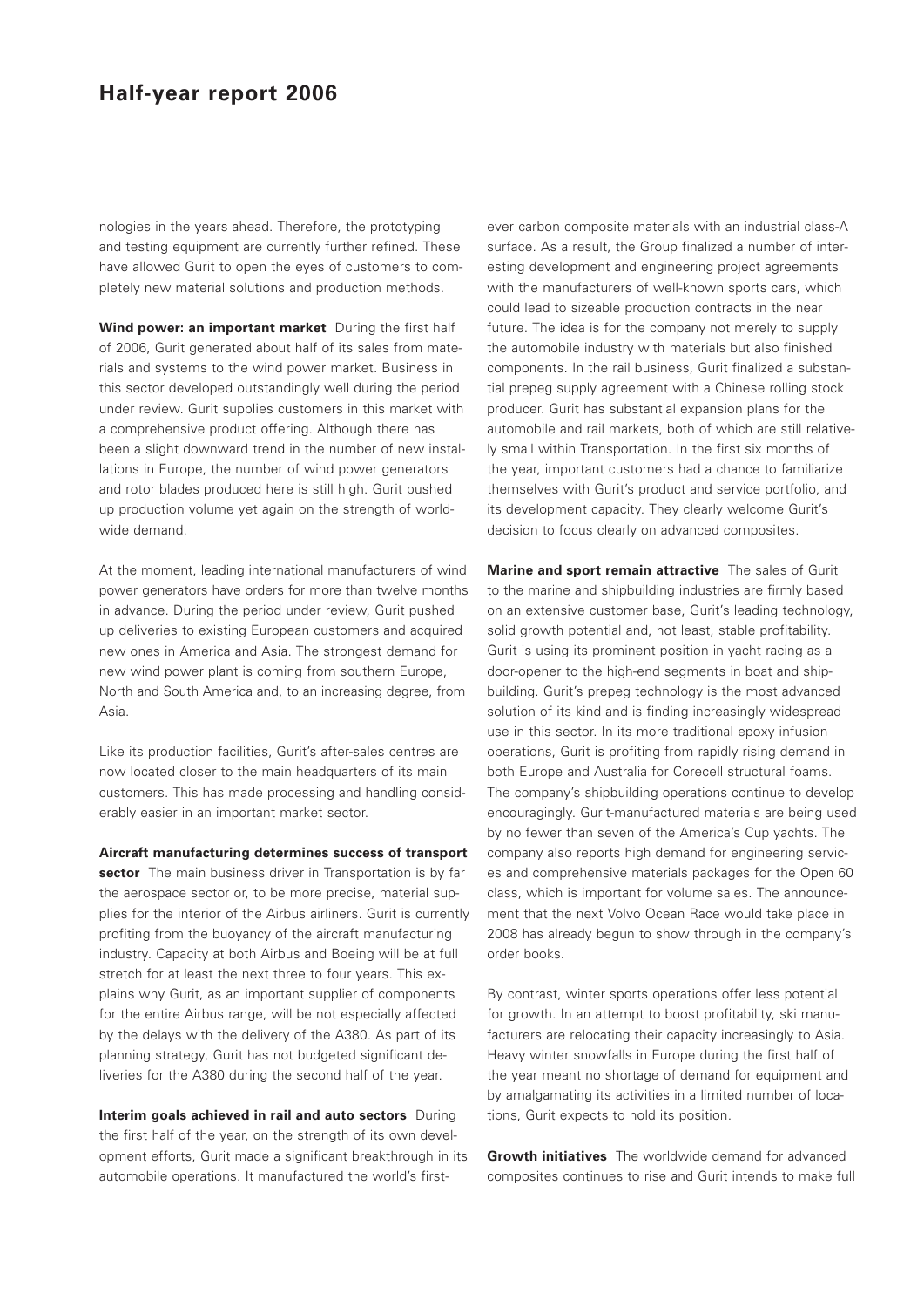nologies in the years ahead. Therefore, the prototyping and testing equipment are currently further refined. These have allowed Gurit to open the eyes of customers to completely new material solutions and production methods.

**Wind power: an important market** During the first half of 2006, Gurit generated about half of its sales from materials and systems to the wind power market. Business in this sector developed outstandingly well during the period under review. Gurit supplies customers in this market with a comprehensive product offering. Although there has been a slight downward trend in the number of new installations in Europe, the number of wind power generators and rotor blades produced here is still high. Gurit pushed up production volume yet again on the strength of worldwide demand.

At the moment, leading international manufacturers of wind power generators have orders for more than twelve months in advance. During the period under review, Gurit pushed up deliveries to existing European customers and acquired new ones in America and Asia. The strongest demand for new wind power plant is coming from southern Europe, North and South America and, to an increasing degree, from Asia.

Like its production facilities, Gurit's after-sales centres are now located closer to the main headquarters of its main customers. This has made processing and handling considerably easier in an important market sector.

**Aircraft manufacturing determines success of transport sector** The main business driver in Transportation is by far the aerospace sector or, to be more precise, material supplies for the interior of the Airbus airliners. Gurit is currently profiting from the buoyancy of the aircraft manufacturing industry. Capacity at both Airbus and Boeing will be at full stretch for at least the next three to four years. This explains why Gurit, as an important supplier of components for the entire Airbus range, will be not especially affected by the delays with the delivery of the A380. As part of its planning strategy, Gurit has not budgeted significant deliveries for the A380 during the second half of the year.

**Interim goals achieved in rail and auto sectors** During the first half of the year, on the strength of its own development efforts, Gurit made a significant breakthrough in its automobile operations. It manufactured the world's first-ever carbon composite materials with an industrial class-A surface. As a result, the Group finalized a number of interesting development and engineering project agreements with the manufacturers of well-known sports cars, which could lead to sizeable production contracts in the near future. The idea is for the company not merely to supply the automobile industry with materials but also finished components. In the rail business, Gurit finalized a substantial prepeg supply agreement with a Chinese rolling stock producer. Gurit has substantial expansion plans for the automobile and rail markets, both of which are still relatively small within Transportation. In the first six months of the year, important customers had a chance to familiarize themselves with Gurit's product and service portfolio, and its development capacity. They clearly welcome Gurit's decision to focus clearly on advanced composites.

**Marine and sport remain attractive** The sales of Gurit to the marine and shipbuilding industries are firmly based on an extensive customer base, Gurit's leading technology, solid growth potential and, not least, stable profitability. Gurit is using its prominent position in yacht racing as a door-opener to the high-end segments in boat and shipbuilding. Gurit's prepeg technology is the most advanced solution of its kind and is finding increasingly widespread use in this sector. In its more traditional epoxy infusion operations, Gurit is profiting from rapidly rising demand in both Europe and Australia for Corecell structural foams. The company's shipbuilding operations continue to develop encouragingly. Gurit-manufactured materials are being used by no fewer than seven of the America's Cup yachts. The company also reports high demand for engineering services and comprehensive materials packages for the Open 60 class, which is important for volume sales. The announcement that the next Volvo Ocean Race would take place in 2008 has already begun to show through in the company's order books.

By contrast, winter sports operations offer less potential for growth. In an attempt to boost profitability, ski manufacturers are relocating their capacity increasingly to Asia. Heavy winter snowfalls in Europe during the first half of the year meant no shortage of demand for equipment and by amalgamating its activities in a limited number of locations, Gurit expects to hold its position.

**Growth initiatives** The worldwide demand for advanced composites continues to rise and Gurit intends to make full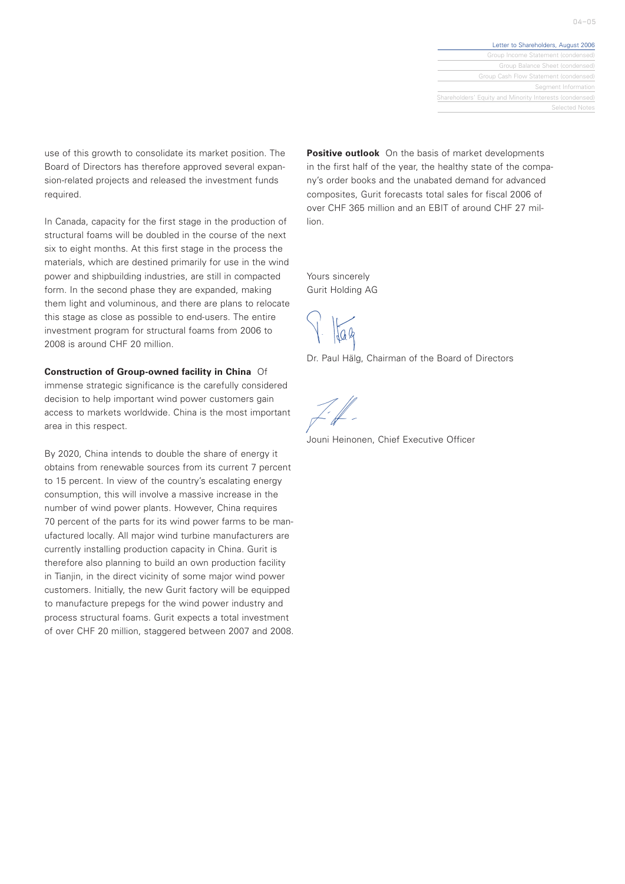use of this growth to consolidate its market position. The Board of Directors has therefore approved several expansion-related projects and released the investment funds required.

In Canada, capacity for the first stage in the production of structural foams will be doubled in the course of the next six to eight months. At this first stage in the process the materials, which are destined primarily for use in the wind power and shipbuilding industries, are still in compacted form. In the second phase they are expanded, making them light and voluminous, and there are plans to relocate this stage as close as possible to end-users. The entire investment program for structural foams from 2006 to 2008 is around CHF 20 million.

**Construction of Group-owned facility in China** Of immense strategic significance is the carefully considered decision to help important wind power customers gain access to markets worldwide. China is the most important area in this respect.

By 2020, China intends to double the share of energy it obtains from renewable sources from its current 7 percent to 15 percent. In view of the country's escalating energy consumption, this will involve a massive increase in the number of wind power plants. However, China requires 70 percent of the parts for its wind power farms to be manufactured locally. All major wind turbine manufacturers are currently installing production capacity in China. Gurit is therefore also planning to build an own production facility in Tianjin, in the direct vicinity of some major wind power customers. Initially, the new Gurit factory will be equipped to manufacture prepegs for the wind power industry and process structural foams. Gurit expects a total investment of over CHF 20 million, staggered between 2007 and 2008.

**Positive outlook** On the basis of market developments in the first half of the year, the healthy state of the company's order books and the unabated demand for advanced composites, Gurit forecasts total sales for fiscal 2006 of over CHF 365 million and an EBIT of around CHF 27 million.

Yours sincerely
Gurit Holding AG

Dr. Paul Hälg, Chairman of the Board of Directors

Jouni Heinonen, Chief Executive Officer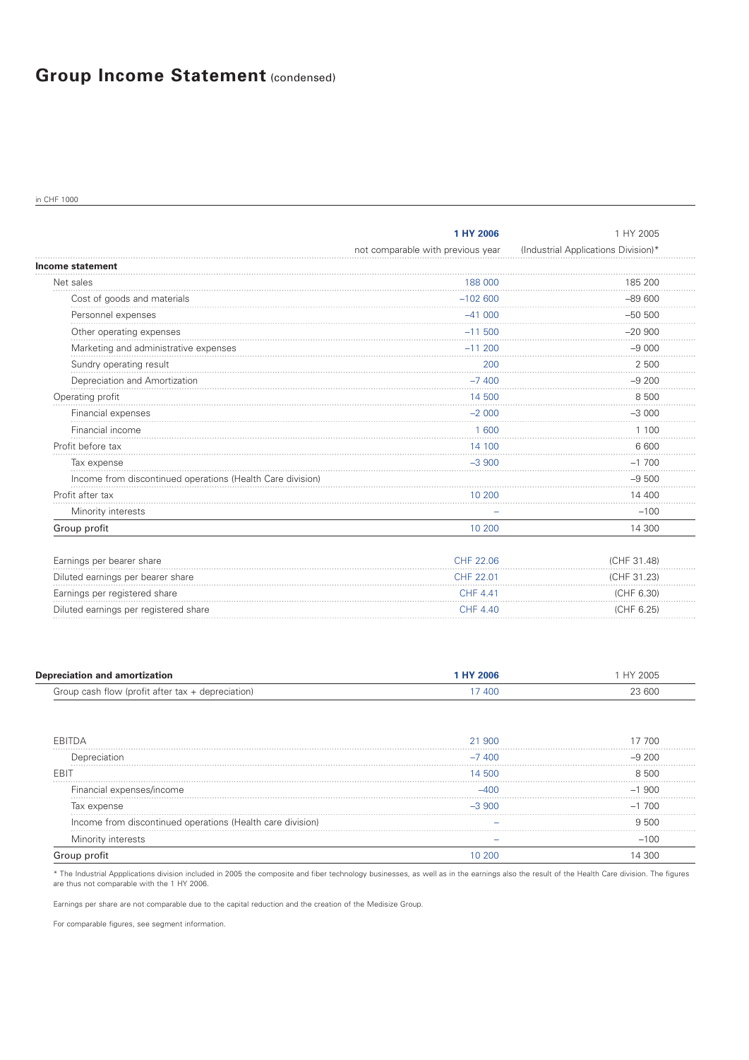# Group Income Statement (condensed)

in CHF 1000

| | 1 HY 2006 | 1 HY 2005 |
|---|---|---|
| | not comparable with previous year | (Industrial Applications Division)* |
| **Income statement** | | |
| Net sales | 188 000 | 185 200 |
| Cost of goods and materials | –102 600 | –89 600 |
| Personnel expenses | –41 000 | –50 500 |
| Other operating expenses | –11 500 | –20 900 |
| Marketing and administrative expenses | –11 200 | –9 000 |
| Sundry operating result | 200 | 2 500 |
| Depreciation and Amortization | –7 400 | –9 200 |
| Operating profit | 14 500 | 8 500 |
| Financial expenses | –2 000 | –3 000 |
| Financial income | 1 600 | 1 100 |
| Profit before tax | 14 100 | 6 600 |
| Tax expense | –3 900 | –1 700 |
| Income from discontinued operations (Health Care division) | | –9 500 |
| Profit after tax | 10 200 | 14 400 |
| Minority interests | – | –100 |
| Group profit | 10 200 | 14 300 |
| | | |
| Earnings per bearer share | CHF 22.06 | (CHF 31.48) |
| Diluted earnings per bearer share | CHF 22.01 | (CHF 31.23) |
| Earnings per registered share | CHF 4.41 | (CHF 6.30) |
| Diluted earnings per registered share | CHF 4.40 | (CHF 6.25) |

| **Depreciation and amortization** | **1 HY 2006** | 1 HY 2005 |
|---|---|---|
| Group cash flow (profit after tax + depreciation) | 17 400 | 23 600 |
| | | |
| EBITDA | 21 900 | 17 700 |
| Depreciation | –7 400 | –9 200 |
| EBIT | 14 500 | 8 500 |
| Financial expenses/income | –400 | –1 900 |
| Tax expense | –3 900 | –1 700 |
| Income from discontinued operations (Health care division) | – | 9 500 |
| Minority interests | – | –100 |
| Group profit | 10 200 | 14 300 |

* The Industrial Appplications division included in 2005 the composite and fiber technology businesses, as well as in the earnings also the result of the Health Care division. The figures are thus not comparable with the 1 HY 2006.

Earnings per share are not comparable due to the capital reduction and the creation of the Medisize Group.

For comparable figures, see segment information.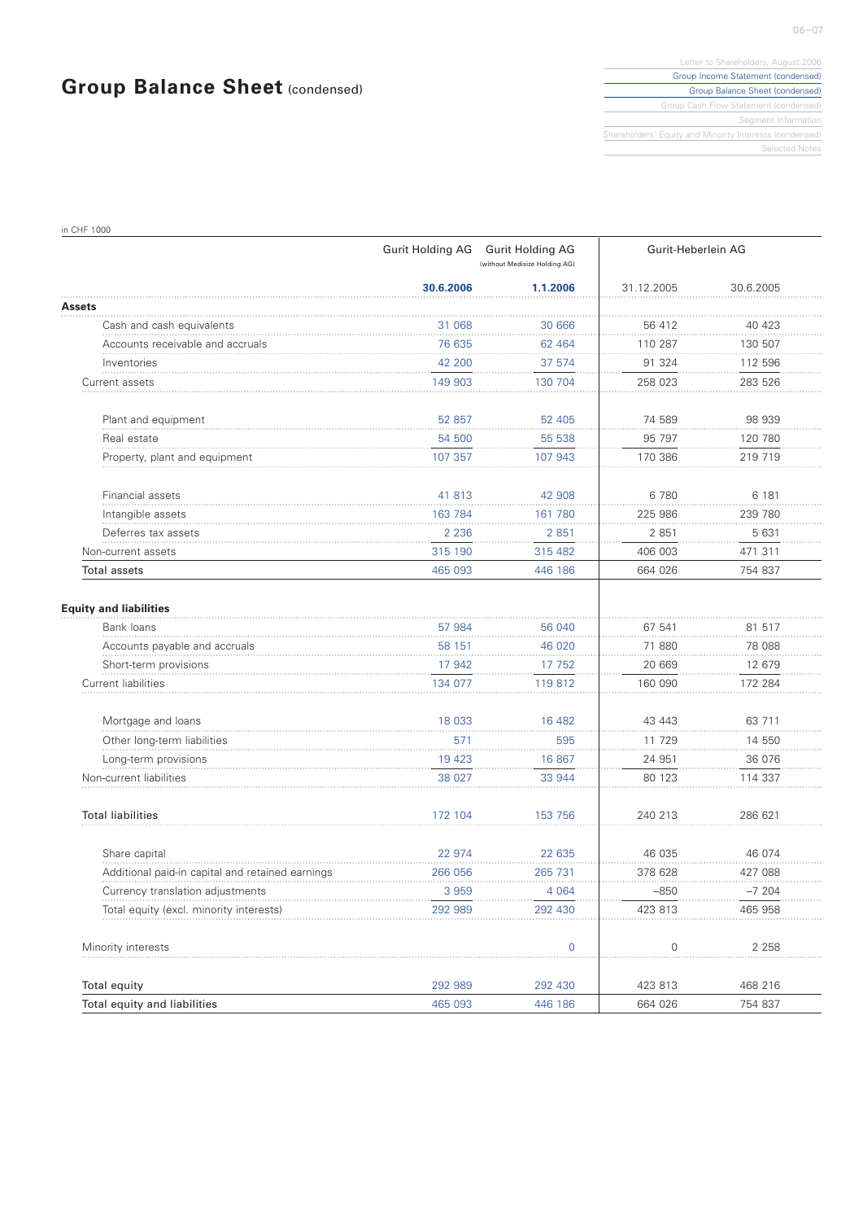# Group Balance Sheet (condensed)

in CHF 1000

| | Gurit Holding AG | Gurit Holding AG (without Medisize Holding AG) | Gurit-Heberlein AG | |
|---|---|---|---|---|
| | **30.6.2006** | **1.1.2006** | 31.12.2005 | 30.6.2005 |
| **Assets** | | | | |
| Cash and cash equivalents | 31 068 | 30 666 | 56 412 | 40 423 |
| Accounts receivable and accruals | 76 635 | 62 464 | 110 287 | 130 507 |
| Inventories | 42 200 | 37 574 | 91 324 | 112 596 |
| Current assets | 149 903 | 130 704 | 258 023 | 283 526 |
| Plant and equipment | 52 857 | 52 405 | 74 589 | 98 939 |
| Real estate | 54 500 | 55 538 | 95 797 | 120 780 |
| Property, plant and equipment | 107 357 | 107 943 | 170 386 | 219 719 |
| Financial assets | 41 813 | 42 908 | 6 780 | 6 181 |
| Intangible assets | 163 784 | 161 780 | 225 986 | 239 780 |
| Deferres tax assets | 2 236 | 2 851 | 2 851 | 5 631 |
| Non-current assets | 315 190 | 315 482 | 406 003 | 471 311 |
| Total assets | 465 093 | 446 186 | 664 026 | 754 837 |
| **Equity and liabilities** | | | | |
| Bank loans | 57 984 | 56 040 | 67 541 | 81 517 |
| Accounts payable and accruals | 58 151 | 46 020 | 71 880 | 78 088 |
| Short-term provisions | 17 942 | 17 752 | 20 669 | 12 679 |
| Current liabilities | 134 077 | 119 812 | 160 090 | 172 284 |
| Mortgage and loans | 18 033 | 16 482 | 43 443 | 63 711 |
| Other long-term liabilities | 571 | 595 | 11 729 | 14 550 |
| Long-term provisions | 19 423 | 16 867 | 24 951 | 36 076 |
| Non-current liabilities | 38 027 | 33 944 | 80 123 | 114 337 |
| Total liabilities | 172 104 | 153 756 | 240 213 | 286 621 |
| Share capital | 22 974 | 22 635 | 46 035 | 46 074 |
| Additional paid-in capital and retained earnings | 266 056 | 265 731 | 378 628 | 427 088 |
| Currency translation adjustments | 3 959 | 4 064 | –850 | –7 204 |
| Total equity (excl. minority interests) | 292 989 | 292 430 | 423 813 | 465 958 |
| Minority interests | | 0 | 0 | 2 258 |
| Total equity | 292 989 | 292 430 | 423 813 | 468 216 |
| Total equity and liabilities | 465 093 | 446 186 | 664 026 | 754 837 |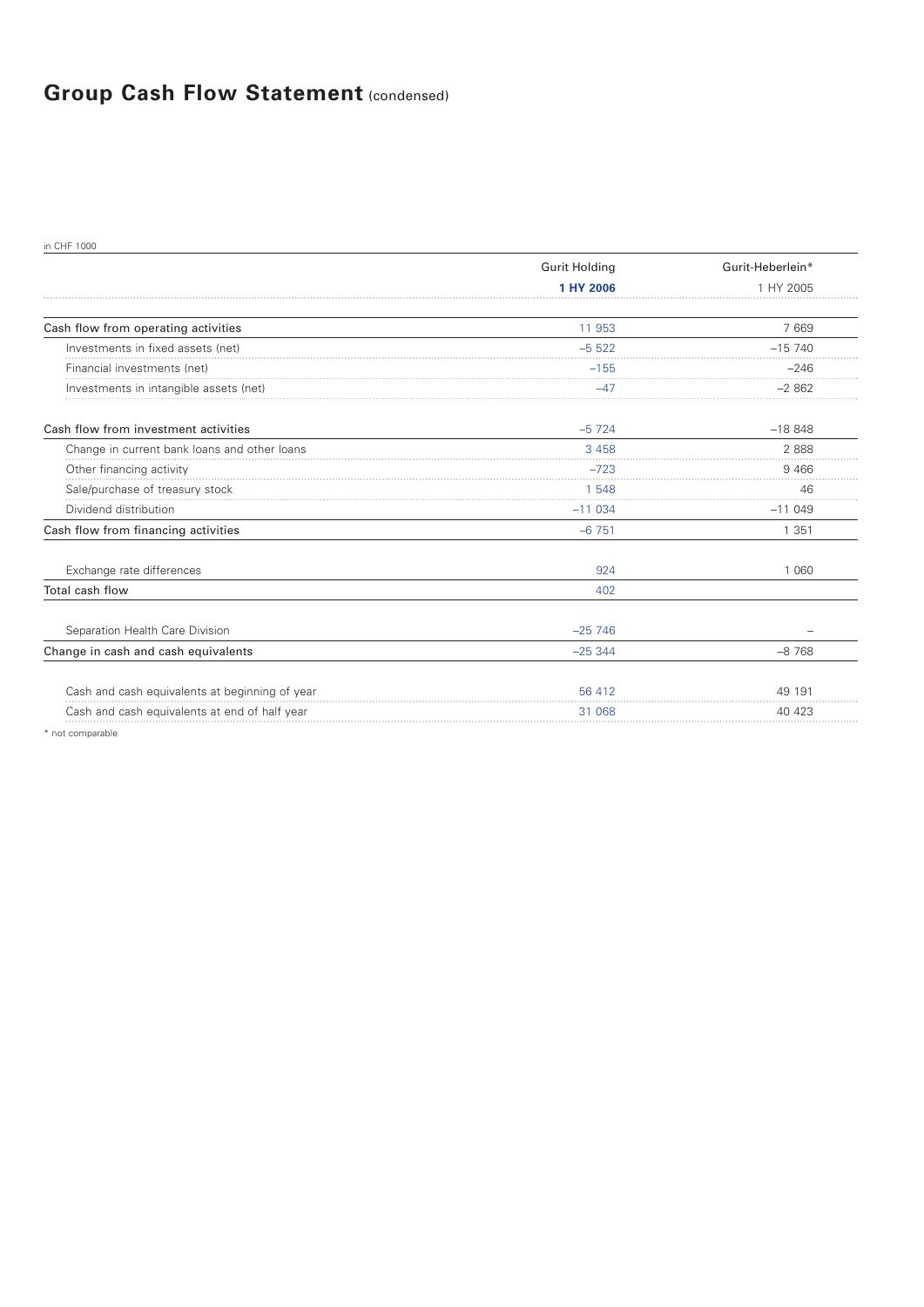# Group Cash Flow Statement (condensed)

in CHF 1000

| | Gurit Holding | Gurit-Heberlein* |
|---|---|---|
| | **1 HY 2006** | 1 HY 2005 |
| Cash flow from operating activities | 11 953 | 7 669 |
| Investments in fixed assets (net) | –5 522 | –15 740 |
| Financial investments (net) | –155 | –246 |
| Investments in intangible assets (net) | –47 | –2 862 |
| Cash flow from investment activities | –5 724 | –18 848 |
| Change in current bank loans and other loans | 3 458 | 2 888 |
| Other financing activity | –723 | 9 466 |
| Sale/purchase of treasury stock | 1 548 | 46 |
| Dividend distribution | –11 034 | –11 049 |
| Cash flow from financing activities | –6 751 | 1 351 |
| Exchange rate differences | 924 | 1 060 |
| Total cash flow | 402 | |
| Separation Health Care Division | –25 746 | – |
| Change in cash and cash equivalents | –25 344 | –8 768 |
| Cash and cash equivalents at beginning of year | 56 412 | 49 191 |
| Cash and cash equivalents at end of half year | 31 068 | 40 423 |

* not comparable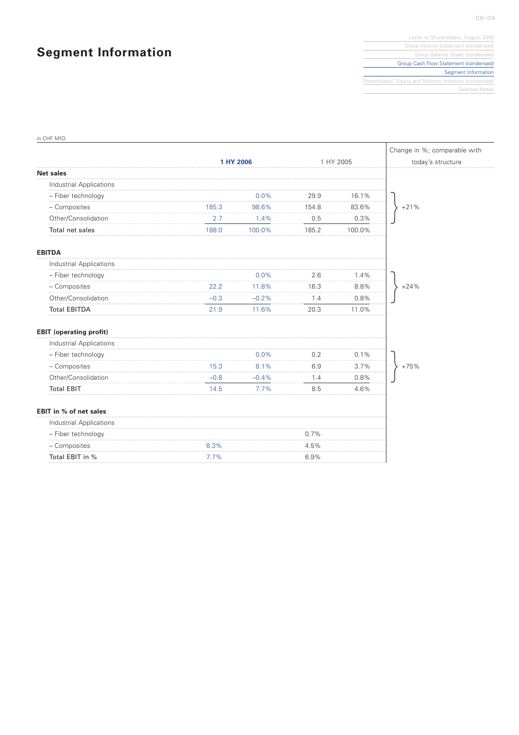# Segment Information

in CHF MIO.

| | 1 HY 2006 | | 1 HY 2005 | | Change in %; comparable with today's structure |
|---|---|---|---|---|---|
| **Net sales** | | | | | |
| Industrial Applications | | | | | |
| – Fiber technology | | 0.0% | 29.9 | 16.1% | |
| – Composites | 185.3 | 98.6% | 154.8 | 83.6% | +21% |
| Other/Consolidation | 2.7 | 1.4% | 0.5 | 0.3% | |
| Total net sales | 188.0 | 100.0% | 185.2 | 100.0% | |
| **EBITDA** | | | | | |
| Industrial Applications | | | | | |
| – Fiber technology | | 0.0% | 2.6 | 1.4% | |
| – Composites | 22.2 | 11.8% | 16.3 | 8.8% | +24% |
| Other/Consolidation | –0.3 | –0.2% | 1.4 | 0.8% | |
| Total EBITDA | 21.9 | 11.6% | 20.3 | 11.0% | |
| **EBIT (operating profit)** | | | | | |
| Industrial Applications | | | | | |
| – Fiber technology | | 0.0% | 0.2 | 0.1% | |
| – Composites | 15.3 | 8.1% | 6.9 | 3.7% | +75% |
| Other/Consolidation | –0.8 | –0.4% | 1.4 | 0.8% | |
| Total EBIT | 14.5 | 7.7% | 8.5 | 4.6% | |
| **EBIT in % of net sales** | | | | | |
| Industrial Applications | | | | | |
| – Fiber technology | | | 0.7% | | |
| – Composites | 8.3% | | 4.5% | | |
| Total EBIT in % | 7.7% | | 6.9% | | |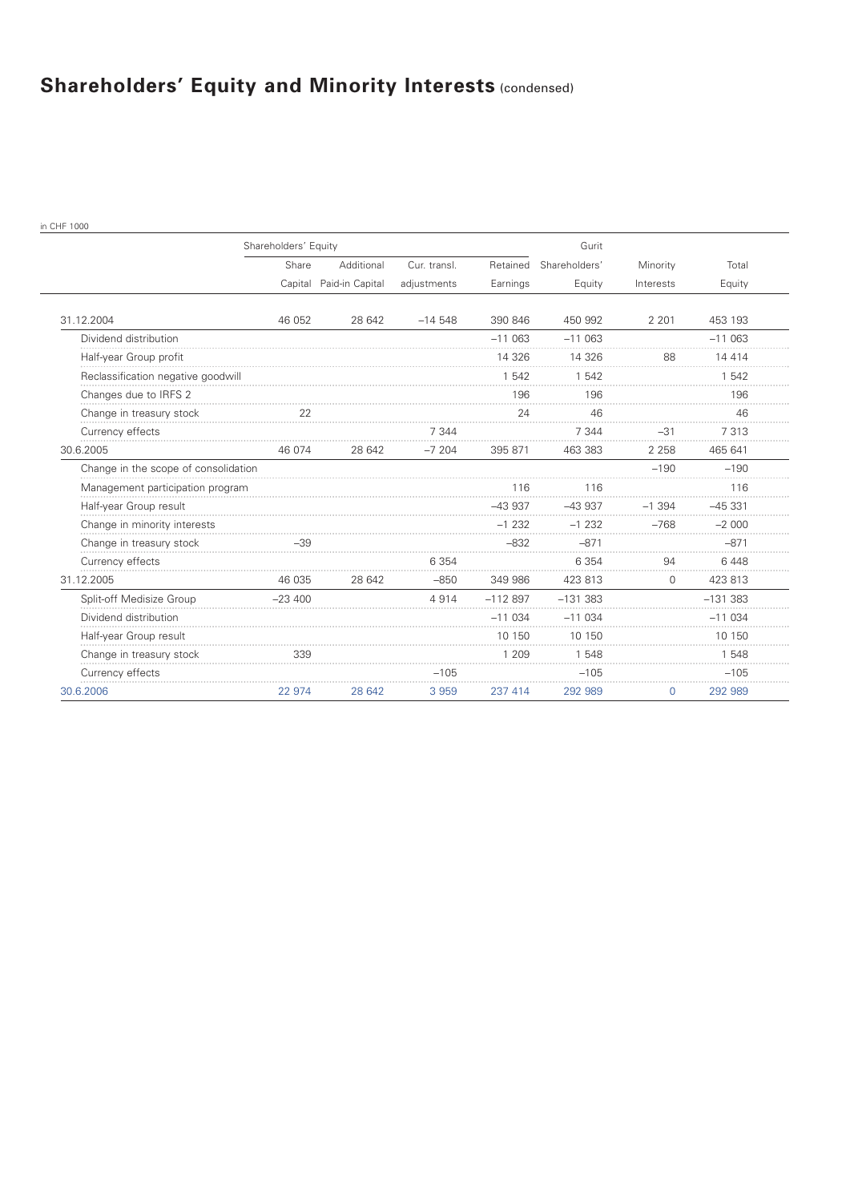# Shareholders' Equity and Minority Interests (condensed)

in CHF 1000

| | Shareholders' Equity | | | | Gurit | | |
|---|---|---|---|---|---|---|---|
| | Share Capital | Additional Paid-in Capital | Cur. transl. adjustments | Retained Earnings | Shareholders' Equity | Minority Interests | Total Equity |
| 31.12.2004 | 46 052 | 28 642 | –14 548 | 390 846 | 450 992 | 2 201 | 453 193 |
| Dividend distribution | | | | –11 063 | –11 063 | | –11 063 |
| Half-year Group profit | | | | 14 326 | 14 326 | 88 | 14 414 |
| Reclassification negative goodwill | | | | 1 542 | 1 542 | | 1 542 |
| Changes due to IRFS 2 | | | | 196 | 196 | | 196 |
| Change in treasury stock | 22 | | | 24 | 46 | | 46 |
| Currency effects | | | 7 344 | | 7 344 | –31 | 7 313 |
| 30.6.2005 | 46 074 | 28 642 | –7 204 | 395 871 | 463 383 | 2 258 | 465 641 |
| Change in the scope of consolidation | | | | | | –190 | –190 |
| Management participation program | | | | 116 | 116 | | 116 |
| Half-year Group result | | | | –43 937 | –43 937 | –1 394 | –45 331 |
| Change in minority interests | | | | –1 232 | –1 232 | –768 | –2 000 |
| Change in treasury stock | –39 | | | –832 | –871 | | –871 |
| Currency effects | | | 6 354 | | 6 354 | 94 | 6 448 |
| 31.12.2005 | 46 035 | 28 642 | –850 | 349 986 | 423 813 | 0 | 423 813 |
| Split-off Medisize Group | –23 400 | | 4 914 | –112 897 | –131 383 | | –131 383 |
| Dividend distribution | | | | –11 034 | –11 034 | | –11 034 |
| Half-year Group result | | | | 10 150 | 10 150 | | 10 150 |
| Change in treasury stock | 339 | | | 1 209 | 1 548 | | 1 548 |
| Currency effects | | | –105 | | –105 | | –105 |
| 30.6.2006 | 22 974 | 28 642 | 3 959 | 237 414 | 292 989 | 0 | 292 989 |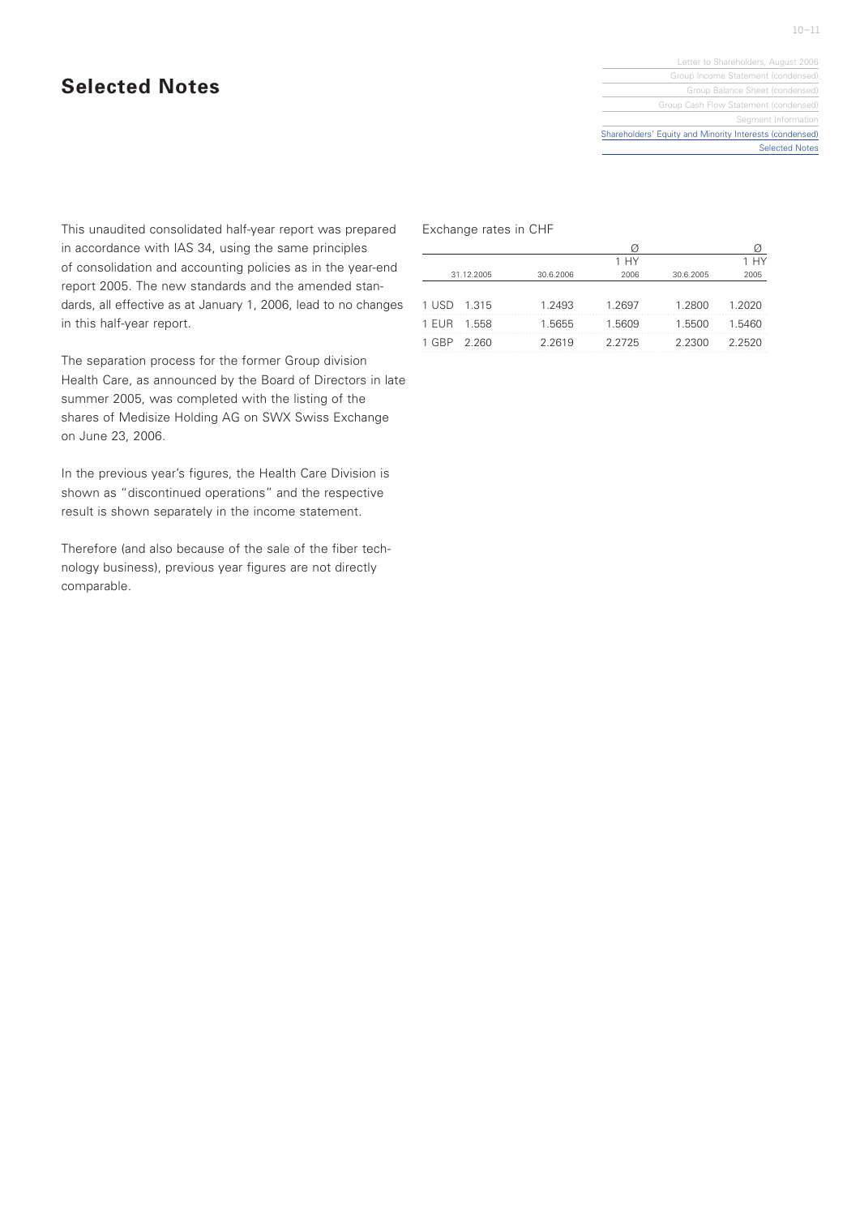# Selected Notes

This unaudited consolidated half-year report was prepared in accordance with IAS 34, using the same principles of consolidation and accounting policies as in the year-end report 2005. The new standards and the amended standards, all effective as at January 1, 2006, lead to no changes in this half-year report.

The separation process for the former Group division Health Care, as announced by the Board of Directors in late summer 2005, was completed with the listing of the shares of Medisize Holding AG on SWX Swiss Exchange on June 23, 2006.

In the previous year's figures, the Health Care Division is shown as "discontinued operations" and the respective result is shown separately in the income statement.

Therefore (and also because of the sale of the fiber technology business), previous year figures are not directly comparable.

Exchange rates in CHF

| | 31.12.2005 | 30.6.2006 | Ø 1 HY 2006 | 30.6.2005 | Ø 1 HY 2005 |
|---|---|---|---|---|---|
| 1 USD | 1.315 | 1.2493 | 1.2697 | 1.2800 | 1.2020 |
| 1 EUR | 1.558 | 1.5655 | 1.5609 | 1.5500 | 1.5460 |
| 1 GBP | 2.260 | 2.2619 | 2.2725 | 2.2300 | 2.2520 |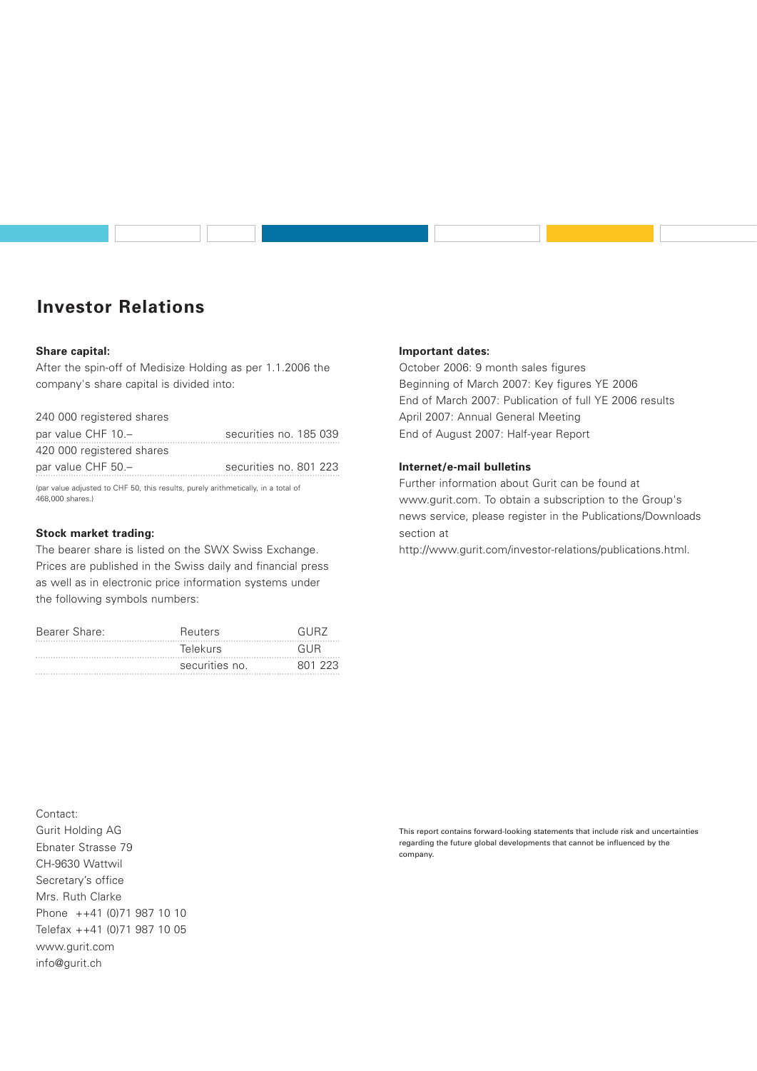# Investor Relations

**Share capital:**

After the spin-off of Medisize Holding as per 1.1.2006 the company's share capital is divided into:

| | |
|---|---|
| 240 000 registered shares | |
| par value CHF 10.– | securities no. 185 039 |
| 420 000 registered shares | |
| par value CHF 50.– | securities no. 801 223 |

(par value adjusted to CHF 50, this results, purely arithmetically, in a total of 468,000 shares.)

**Stock market trading:**

The bearer share is listed on the SWX Swiss Exchange. Prices are published in the Swiss daily and financial press as well as in electronic price information systems under the following symbols numbers:

| | | |
|---|---|---|
| Bearer Share: | Reuters | GURZ |
| | Telekurs | GUR |
| | securities no. | 801 223 |

**Important dates:**

October 2006: 9 month sales figures
Beginning of March 2007: Key figures YE 2006
End of March 2007: Publication of full YE 2006 results
April 2007: Annual General Meeting
End of August 2007: Half-year Report

**Internet/e-mail bulletins**

Further information about Gurit can be found at www.gurit.com. To obtain a subscription to the Group's news service, please register in the Publications/Downloads section at http://www.gurit.com/investor-relations/publications.html.

Contact:
Gurit Holding AG
Ebnater Strasse 79
CH-9630 Wattwil
Secretary's office
Mrs. Ruth Clarke
Phone ++41 (0)71 987 10 10
Telefax ++41 (0)71 987 10 05
www.gurit.com
info@gurit.ch

This report contains forward-looking statements that include risk and uncertainties regarding the future global developments that cannot be influenced by the company.